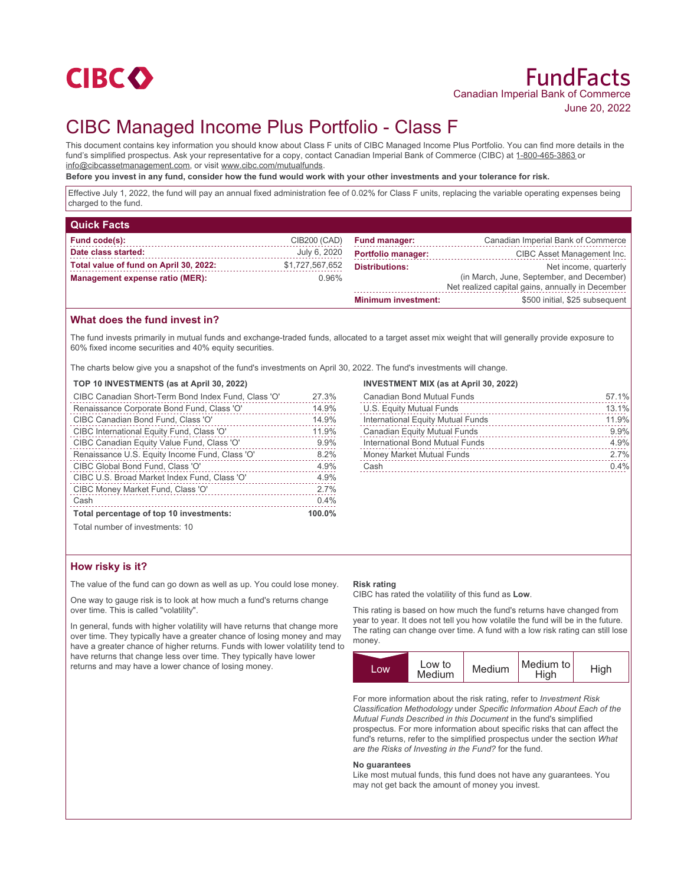CIBC

# FundFacts

Canadian Imperial Bank of Commerce

June 20, 2022

# CIBC Managed Income Plus Portfolio - Class F

This document contains key information you should know about Class F units of CIBC Managed Income Plus Portfolio. You can find more details in the fund's simplified prospectus. Ask your representative for a copy, contact Canadian Imperial Bank of Commerce (CIBC) at 1-800-465-3863 or info@cibcassetmanagement.com, or visit www.cibc.com/mutualfunds.

**Before you invest in any fund, consider how the fund would work with your other investments and your tolerance for risk.**

Effective July 1, 2022, the fund will pay an annual fixed administration fee of 0.02% for Class F units, replacing the variable operating expenses being charged to the fund.

## Quick Facts

| | |
|---|---|
| **Fund code(s):** | CIB200 (CAD) |
| **Date class started:** | July 6, 2020 |
| **Total value of fund on April 30, 2022:** | $1,727,567,652 |
| **Management expense ratio (MER):** | 0.96% |
| **Fund manager:** | Canadian Imperial Bank of Commerce |
| **Portfolio manager:** | CIBC Asset Management Inc. |
| **Distributions:** | Net income, quarterly (in March, June, September, and December) Net realized capital gains, annually in December |
| **Minimum investment:** | $500 initial, $25 subsequent |

## What does the fund invest in?

The fund invests primarily in mutual funds and exchange-traded funds, allocated to a target asset mix weight that will generally provide exposure to 60% fixed income securities and 40% equity securities.

The charts below give you a snapshot of the fund's investments on April 30, 2022. The fund's investments will change.

**TOP 10 INVESTMENTS (as at April 30, 2022)**

| | |
|---|---|
| CIBC Canadian Short-Term Bond Index Fund, Class 'O' | 27.3% |
| Renaissance Corporate Bond Fund, Class 'O' | 14.9% |
| CIBC Canadian Bond Fund, Class 'O' | 14.9% |
| CIBC International Equity Fund, Class 'O' | 11.9% |
| CIBC Canadian Equity Value Fund, Class 'O' | 9.9% |
| Renaissance U.S. Equity Income Fund, Class 'O' | 8.2% |
| CIBC Global Bond Fund, Class 'O' | 4.9% |
| CIBC U.S. Broad Market Index Fund, Class 'O' | 4.9% |
| CIBC Money Market Fund, Class 'O' | 2.7% |
| Cash | 0.4% |
| **Total percentage of top 10 investments:** | **100.0%** |

Total number of investments: 10

**INVESTMENT MIX (as at April 30, 2022)**

| | |
|---|---|
| Canadian Bond Mutual Funds | 57.1% |
| U.S. Equity Mutual Funds | 13.1% |
| International Equity Mutual Funds | 11.9% |
| Canadian Equity Mutual Funds | 9.9% |
| International Bond Mutual Funds | 4.9% |
| Money Market Mutual Funds | 2.7% |
| Cash | 0.4% |

## How risky is it?

The value of the fund can go down as well as up. You could lose money.

One way to gauge risk is to look at how much a fund's returns change over time. This is called "volatility".

In general, funds with higher volatility will have returns that change more over time. They typically have a greater chance of losing money and may have a greater chance of higher returns. Funds with lower volatility tend to have returns that change less over time. They typically have lower returns and may have a lower chance of losing money.

**Risk rating**

CIBC has rated the volatility of this fund as **Low**.

This rating is based on how much the fund's returns have changed from year to year. It does not tell you how volatile the fund will be in the future. The rating can change over time. A fund with a low risk rating can still lose money.

| **Low** | Low to Medium | Medium | Medium to High | High |
|---|---|---|---|---|

For more information about the risk rating, refer to *Investment Risk Classification Methodology* under *Specific Information About Each of the Mutual Funds Described in this Document* in the fund's simplified prospectus. For more information about specific risks that can affect the fund's returns, refer to the simplified prospectus under the section *What are the Risks of Investing in the Fund?* for the fund.

**No guarantees**

Like most mutual funds, this fund does not have any guarantees. You may not get back the amount of money you invest.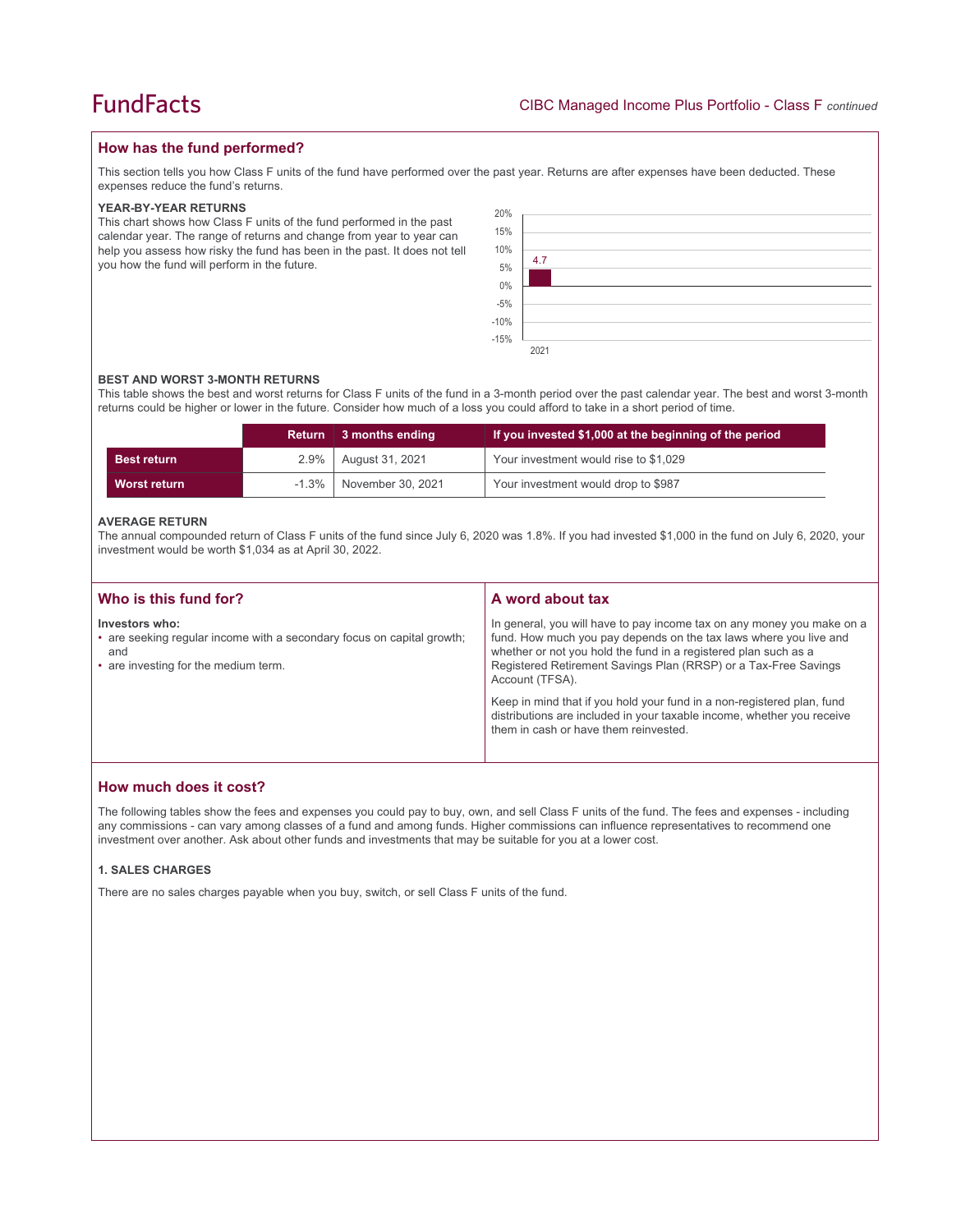## How has the fund performed?

This section tells you how Class F units of the fund have performed over the past year. Returns are after expenses have been deducted. These expenses reduce the fund's returns.

### YEAR-BY-YEAR RETURNS

This chart shows how Class F units of the fund performed in the past calendar year. The range of returns and change from year to year can help you assess how risky the fund has been in the past. It does not tell you how the fund will perform in the future.

| Year | Return (%) |
|---|---|
| 2021 | 4.7 |

### BEST AND WORST 3-MONTH RETURNS

This table shows the best and worst returns for Class F units of the fund in a 3-month period over the past calendar year. The best and worst 3-month returns could be higher or lower in the future. Consider how much of a loss you could afford to take in a short period of time.

| | Return | 3 months ending | If you invested $1,000 at the beginning of the period |
|---|---|---|---|
| **Best return** | 2.9% | August 31, 2021 | Your investment would rise to $1,029 |
| **Worst return** | -1.3% | November 30, 2021 | Your investment would drop to $987 |

### AVERAGE RETURN

The annual compounded return of Class F units of the fund since July 6, 2020 was 1.8%. If you had invested $1,000 in the fund on July 6, 2020, your investment would be worth $1,034 as at April 30, 2022.

## Who is this fund for?

**Investors who:**

- are seeking regular income with a secondary focus on capital growth; and
- are investing for the medium term.

## A word about tax

In general, you will have to pay income tax on any money you make on a fund. How much you pay depends on the tax laws where you live and whether or not you hold the fund in a registered plan such as a Registered Retirement Savings Plan (RRSP) or a Tax-Free Savings Account (TFSA).

Keep in mind that if you hold your fund in a non-registered plan, fund distributions are included in your taxable income, whether you receive them in cash or have them reinvested.

## How much does it cost?

The following tables show the fees and expenses you could pay to buy, own, and sell Class F units of the fund. The fees and expenses - including any commissions - can vary among classes of a fund and among funds. Higher commissions can influence representatives to recommend one investment over another. Ask about other funds and investments that may be suitable for you at a lower cost.

### 1. SALES CHARGES

There are no sales charges payable when you buy, switch, or sell Class F units of the fund.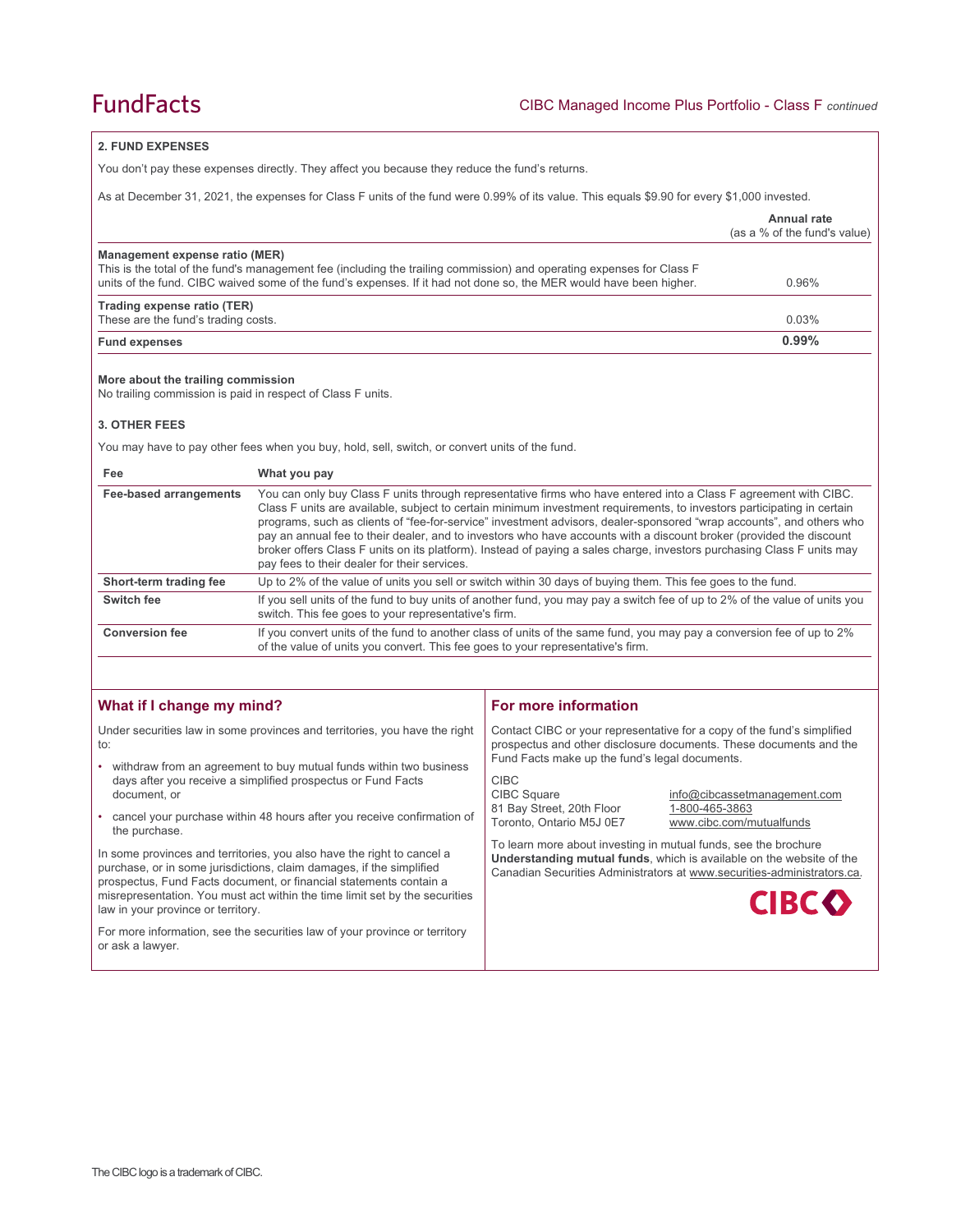## 2. FUND EXPENSES

You don't pay these expenses directly. They affect you because they reduce the fund's returns.

As at December 31, 2021, the expenses for Class F units of the fund were 0.99% of its value. This equals $9.90 for every $1,000 invested.

| | Annual rate (as a % of the fund's value) |
|---|---|
| **Management expense ratio (MER)**<br>This is the total of the fund's management fee (including the trailing commission) and operating expenses for Class F units of the fund. CIBC waived some of the fund's expenses. If it had not done so, the MER would have been higher. | 0.96% |
| **Trading expense ratio (TER)**<br>These are the fund's trading costs. | 0.03% |
| **Fund expenses** | **0.99%** |

**More about the trailing commission**
No trailing commission is paid in respect of Class F units.

## 3. OTHER FEES

You may have to pay other fees when you buy, hold, sell, switch, or convert units of the fund.

| Fee | What you pay |
|---|---|
| **Fee-based arrangements** | You can only buy Class F units through representative firms who have entered into a Class F agreement with CIBC. Class F units are available, subject to certain minimum investment requirements, to investors participating in certain programs, such as clients of "fee-for-service" investment advisors, dealer-sponsored "wrap accounts", and others who pay an annual fee to their dealer, and to investors who have accounts with a discount broker (provided the discount broker offers Class F units on its platform). Instead of paying a sales charge, investors purchasing Class F units may pay fees to their dealer for their services. |
| **Short-term trading fee** | Up to 2% of the value of units you sell or switch within 30 days of buying them. This fee goes to the fund. |
| **Switch fee** | If you sell units of the fund to buy units of another fund, you may pay a switch fee of up to 2% of the value of units you switch. This fee goes to your representative's firm. |
| **Conversion fee** | If you convert units of the fund to another class of units of the same fund, you may pay a conversion fee of up to 2% of the value of units you convert. This fee goes to your representative's firm. |

## What if I change my mind?

Under securities law in some provinces and territories, you have the right to:

- withdraw from an agreement to buy mutual funds within two business days after you receive a simplified prospectus or Fund Facts document, or
- cancel your purchase within 48 hours after you receive confirmation of the purchase.

In some provinces and territories, you also have the right to cancel a purchase, or in some jurisdictions, claim damages, if the simplified prospectus, Fund Facts document, or financial statements contain a misrepresentation. You must act within the time limit set by the securities law in your province or territory.

For more information, see the securities law of your province or territory or ask a lawyer.

## For more information

Contact CIBC or your representative for a copy of the fund's simplified prospectus and other disclosure documents. These documents and the Fund Facts make up the fund's legal documents.

CIBC
CIBC Square
81 Bay Street, 20th Floor
Toronto, Ontario M5J 0E7

info@cibcassetmanagement.com
1-800-465-3863
www.cibc.com/mutualfunds

To learn more about investing in mutual funds, see the brochure **Understanding mutual funds**, which is available on the website of the Canadian Securities Administrators at www.securities-administrators.ca.

CIBC

The CIBC logo is a trademark of CIBC.